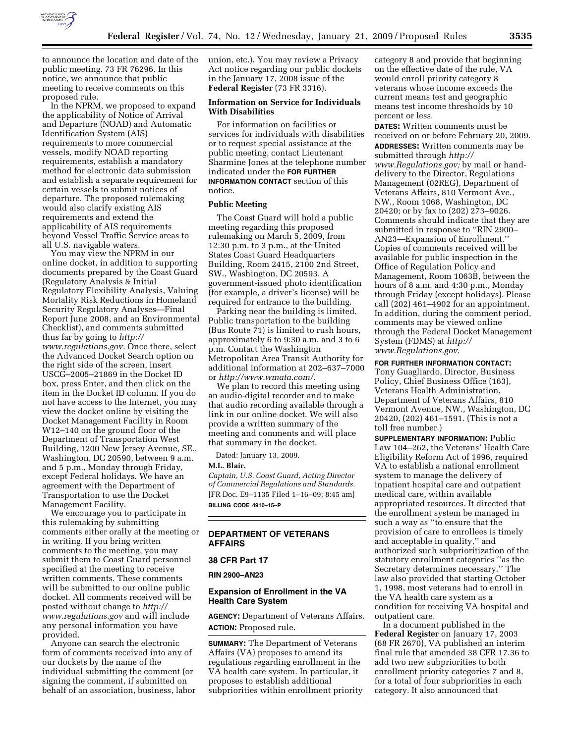to announce the location and date of the public meeting. 73 FR 76296. In this notice, we announce that public meeting to receive comments on this proposed rule.

In the NPRM, we proposed to expand the applicability of Notice of Arrival and Departure (NOAD) and Automatic Identification System (AIS) requirements to more commercial vessels, modify NOAD reporting requirements, establish a mandatory method for electronic data submission and establish a separate requirement for certain vessels to submit notices of departure. The proposed rulemaking would also clarify existing AIS requirements and extend the applicability of AIS requirements beyond Vessel Traffic Service areas to all U.S. navigable waters.

You may view the NPRM in our online docket, in addition to supporting documents prepared by the Coast Guard (Regulatory Analysis & Initial Regulatory Flexibility Analysis, Valuing Mortality Risk Reductions in Homeland Security Regulatory Analyses—Final Report June 2008, and an Environmental Checklist), and comments submitted thus far by going to *http://www.regulations.gov*. Once there, select the Advanced Docket Search option on the right side of the screen, insert USCG–2005–21869 in the Docket ID box, press Enter, and then click on the item in the Docket ID column. If you do not have access to the Internet, you may view the docket online by visiting the Docket Management Facility in Room W12–140 on the ground floor of the Department of Transportation West Building, 1200 New Jersey Avenue, SE., Washington, DC 20590, between 9 a.m. and 5 p.m., Monday through Friday, except Federal holidays. We have an agreement with the Department of Transportation to use the Docket Management Facility.

We encourage you to participate in this rulemaking by submitting comments either orally at the meeting or in writing. If you bring written comments to the meeting, you may submit them to Coast Guard personnel specified at the meeting to receive written comments. These comments will be submitted to our online public docket. All comments received will be posted without change to *http://www.regulations.gov* and will include any personal information you have provided.

Anyone can search the electronic form of comments received into any of our dockets by the name of the individual submitting the comment (or signing the comment, if submitted on behalf of an association, business, labor union, etc.). You may review a Privacy Act notice regarding our public dockets in the January 17, 2008 issue of the **Federal Register** (73 FR 3316).

## Information on Service for Individuals With Disabilities

For information on facilities or services for individuals with disabilities or to request special assistance at the public meeting, contact Lieutenant Sharmine Jones at the telephone number indicated under the **FOR FURTHER INFORMATION CONTACT** section of this notice.

## Public Meeting

The Coast Guard will hold a public meeting regarding this proposed rulemaking on March 5, 2009, from 12:30 p.m. to 3 p.m., at the United States Coast Guard Headquarters Building, Room 2415, 2100 2nd Street, SW., Washington, DC 20593. A government-issued photo identification (for example, a driver's license) will be required for entrance to the building.

Parking near the building is limited. Public transportation to the building (Bus Route 71) is limited to rush hours, approximately 6 to 9:30 a.m. and 3 to 6 p.m. Contact the Washington Metropolitan Area Transit Authority for additional information at 202–637–7000 or *http://www.wmata.com/*.

We plan to record this meeting using an audio-digital recorder and to make that audio recording available through a link in our online docket. We will also provide a written summary of the meeting and comments and will place that summary in the docket.

Dated: January 13, 2009.

**M.L. Blair,**

*Captain, U.S. Coast Guard, Acting Director of Commercial Regulations and Standards.*

[FR Doc. E9–1135 Filed 1–16–09; 8:45 am]

**BILLING CODE 4910–15–P**

---

# DEPARTMENT OF VETERANS AFFAIRS

## 38 CFR Part 17

**RIN 2900–AN23**

## Expansion of Enrollment in the VA Health Care System

**AGENCY:** Department of Veterans Affairs.

**ACTION:** Proposed rule.

**SUMMARY:** The Department of Veterans Affairs (VA) proposes to amend its regulations regarding enrollment in the VA health care system. In particular, it proposes to establish additional subpriorities within enrollment priority category 8 and provide that beginning on the effective date of the rule, VA would enroll priority category 8 veterans whose income exceeds the current means test and geographic means test income thresholds by 10 percent or less.

**DATES:** Written comments must be received on or before February 20, 2009.

**ADDRESSES:** Written comments may be submitted through *http://www.Regulations.gov;* by mail or hand-delivery to the Director, Regulations Management (02REG), Department of Veterans Affairs, 810 Vermont Ave., NW., Room 1068, Washington, DC 20420; or by fax to (202) 273–9026. Comments should indicate that they are submitted in response to ''RIN 2900–AN23—Expansion of Enrollment.'' Copies of comments received will be available for public inspection in the Office of Regulation Policy and Management, Room 1063B, between the hours of 8 a.m. and 4:30 p.m., Monday through Friday (except holidays). Please call (202) 461–4902 for an appointment. In addition, during the comment period, comments may be viewed online through the Federal Docket Management System (FDMS) at *http://www.Regulations.gov*.

**FOR FURTHER INFORMATION CONTACT:** Tony Guagliardo, Director, Business Policy, Chief Business Office (163), Veterans Health Administration, Department of Veterans Affairs, 810 Vermont Avenue, NW., Washington, DC 20420, (202) 461–1591. (This is not a toll free number.)

**SUPPLEMENTARY INFORMATION:** Public Law 104–262, the Veterans' Health Care Eligibility Reform Act of 1996, required VA to establish a national enrollment system to manage the delivery of inpatient hospital care and outpatient medical care, within available appropriated resources. It directed that the enrollment system be managed in such a way as ''to ensure that the provision of care to enrollees is timely and acceptable in quality,'' and authorized such subprioritization of the statutory enrollment categories ''as the Secretary determines necessary.'' The law also provided that starting October 1, 1998, most veterans had to enroll in the VA health care system as a condition for receiving VA hospital and outpatient care.

In a document published in the **Federal Register** on January 17, 2003 (68 FR 2670), VA published an interim final rule that amended 38 CFR 17.36 to add two new subpriorities to both enrollment priority categories 7 and 8, for a total of four subpriorities in each category. It also announced that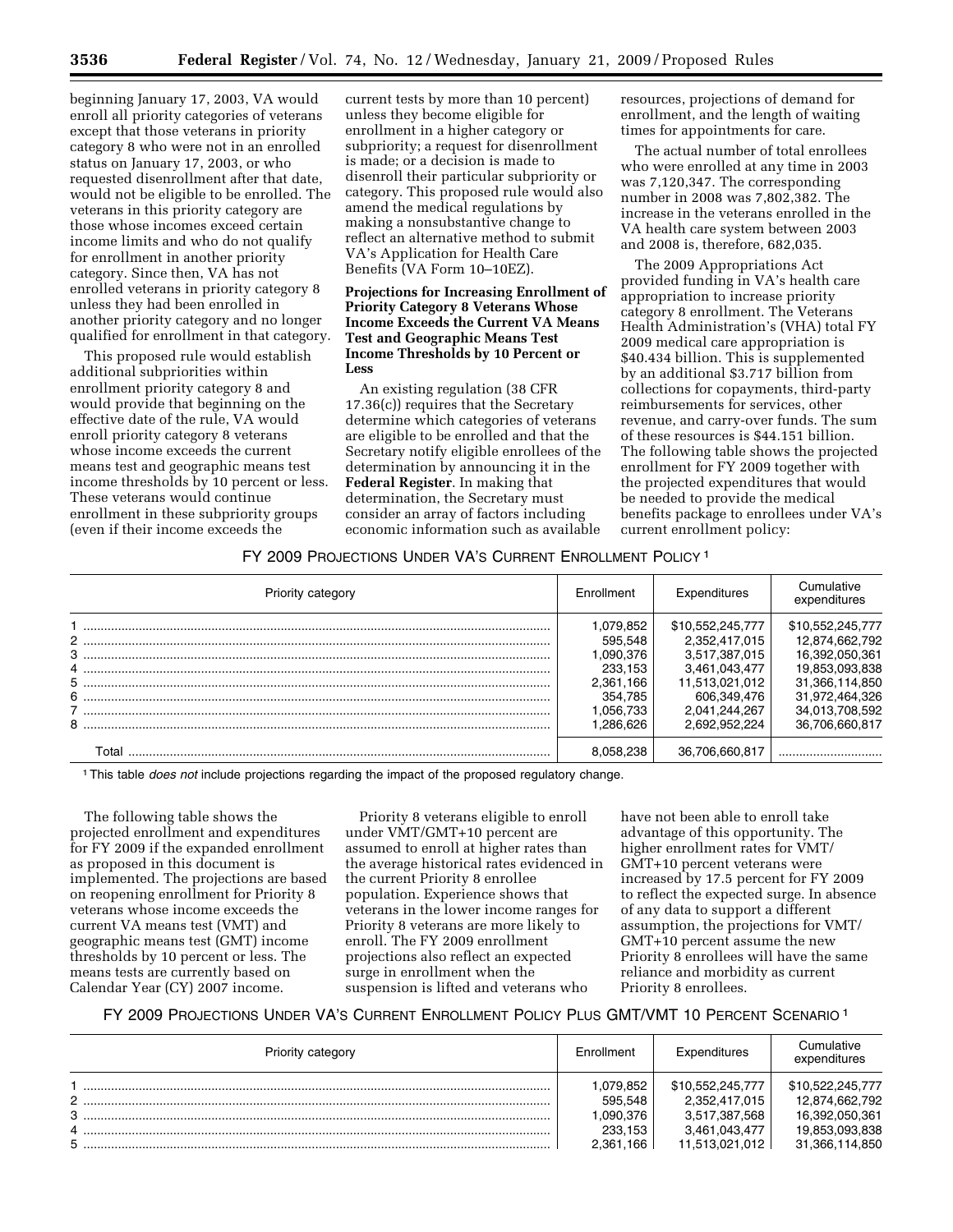beginning January 17, 2003, VA would enroll all priority categories of veterans except that those veterans in priority category 8 who were not in an enrolled status on January 17, 2003, or who requested disenrollment after that date, would not be eligible to be enrolled. The veterans in this priority category are those whose incomes exceed certain income limits and who do not qualify for enrollment in another priority category. Since then, VA has not enrolled veterans in priority category 8 unless they had been enrolled in another priority category and no longer qualified for enrollment in that category.

This proposed rule would establish additional subpriorities within enrollment priority category 8 and would provide that beginning on the effective date of the rule, VA would enroll priority category 8 veterans whose income exceeds the current means test and geographic means test income thresholds by 10 percent or less. These veterans would continue enrollment in these subpriority groups (even if their income exceeds the current tests by more than 10 percent) unless they become eligible for enrollment in a higher category or subpriority; a request for disenrollment is made; or a decision is made to disenroll their particular subpriority or category. This proposed rule would also amend the medical regulations by making a nonsubstantive change to reflect an alternative method to submit VA's Application for Health Care Benefits (VA Form 10–10EZ).

**Projections for Increasing Enrollment of Priority Category 8 Veterans Whose Income Exceeds the Current VA Means Test and Geographic Means Test Income Thresholds by 10 Percent or Less**

An existing regulation (38 CFR 17.36(c)) requires that the Secretary determine which categories of veterans are eligible to be enrolled and that the Secretary notify eligible enrollees of the determination by announcing it in the **Federal Register**. In making that determination, the Secretary must consider an array of factors including economic information such as available resources, projections of demand for enrollment, and the length of waiting times for appointments for care.

The actual number of total enrollees who were enrolled at any time in 2003 was 7,120,347. The corresponding number in 2008 was 7,802,382. The increase in the veterans enrolled in the VA health care system between 2003 and 2008 is, therefore, 682,035.

The 2009 Appropriations Act provided funding in VA's health care appropriation to increase priority category 8 enrollment. The Veterans Health Administration's (VHA) total FY 2009 medical care appropriation is $40.434 billion. This is supplemented by an additional $3.717 billion from collections for copayments, third-party reimbursements for services, other revenue, and carry-over funds. The sum of these resources is $44.151 billion. The following table shows the projected enrollment for FY 2009 together with the projected expenditures that would be needed to provide the medical benefits package to enrollees under VA's current enrollment policy:

FY 2009 PROJECTIONS UNDER VA'S CURRENT ENROLLMENT POLICY [1]

| Priority category | Enrollment | Expenditures | Cumulative expenditures |
|---|---|---|---|
| 1 | 1,079,852 | $10,552,245,777 | $10,552,245,777 |
| 2 | 595,548 | 2,352,417,015 | 12,874,662,792 |
| 3 | 1,090,376 | 3,517,387,015 | 16,392,050,361 |
| 4 | 233,153 | 3,461,043,477 | 19,853,093,838 |
| 5 | 2,361,166 | 11,513,021,012 | 31,366,114,850 |
| 6 | 354,785 | 606,349,476 | 31,972,464,326 |
| 7 | 1,056,733 | 2,041,244,267 | 34,013,708,592 |
| 8 | 1,286,626 | 2,692,952,224 | 36,706,660,817 |
| Total | 8,058,238 | 36,706,660,817 | |

[1] This table *does not* include projections regarding the impact of the proposed regulatory change.

The following table shows the projected enrollment and expenditures for FY 2009 if the expanded enrollment as proposed in this document is implemented. The projections are based on reopening enrollment for Priority 8 veterans whose income exceeds the current VA means test (VMT) and geographic means test (GMT) income thresholds by 10 percent or less. The means tests are currently based on Calendar Year (CY) 2007 income.

Priority 8 veterans eligible to enroll under VMT/GMT+10 percent are assumed to enroll at higher rates than the average historical rates evidenced in the current Priority 8 enrollee population. Experience shows that veterans in the lower income ranges for Priority 8 veterans are more likely to enroll. The FY 2009 enrollment projections also reflect an expected surge in enrollment when the suspension is lifted and veterans who have not been able to enroll take advantage of this opportunity. The higher enrollment rates for VMT/GMT+10 percent veterans were increased by 17.5 percent for FY 2009 to reflect the expected surge. In absence of any data to support a different assumption, the projections for VMT/GMT+10 percent assume the new Priority 8 enrollees will have the same reliance and morbidity as current Priority 8 enrollees.

FY 2009 PROJECTIONS UNDER VA'S CURRENT ENROLLMENT POLICY PLUS GMT/VMT 10 PERCENT SCENARIO [1]

| Priority category | Enrollment | Expenditures | Cumulative expenditures |
|---|---|---|---|
| 1 | 1,079,852 | $10,552,245,777 | $10,522,245,777 |
| 2 | 595,548 | 2,352,417,015 | 12,874,662,792 |
| 3 | 1,090,376 | 3,517,387,568 | 16,392,050,361 |
| 4 | 233,153 | 3,461,043,477 | 19,853,093,838 |
| 5 | 2,361,166 | 11,513,021,012 | 31,366,114,850 |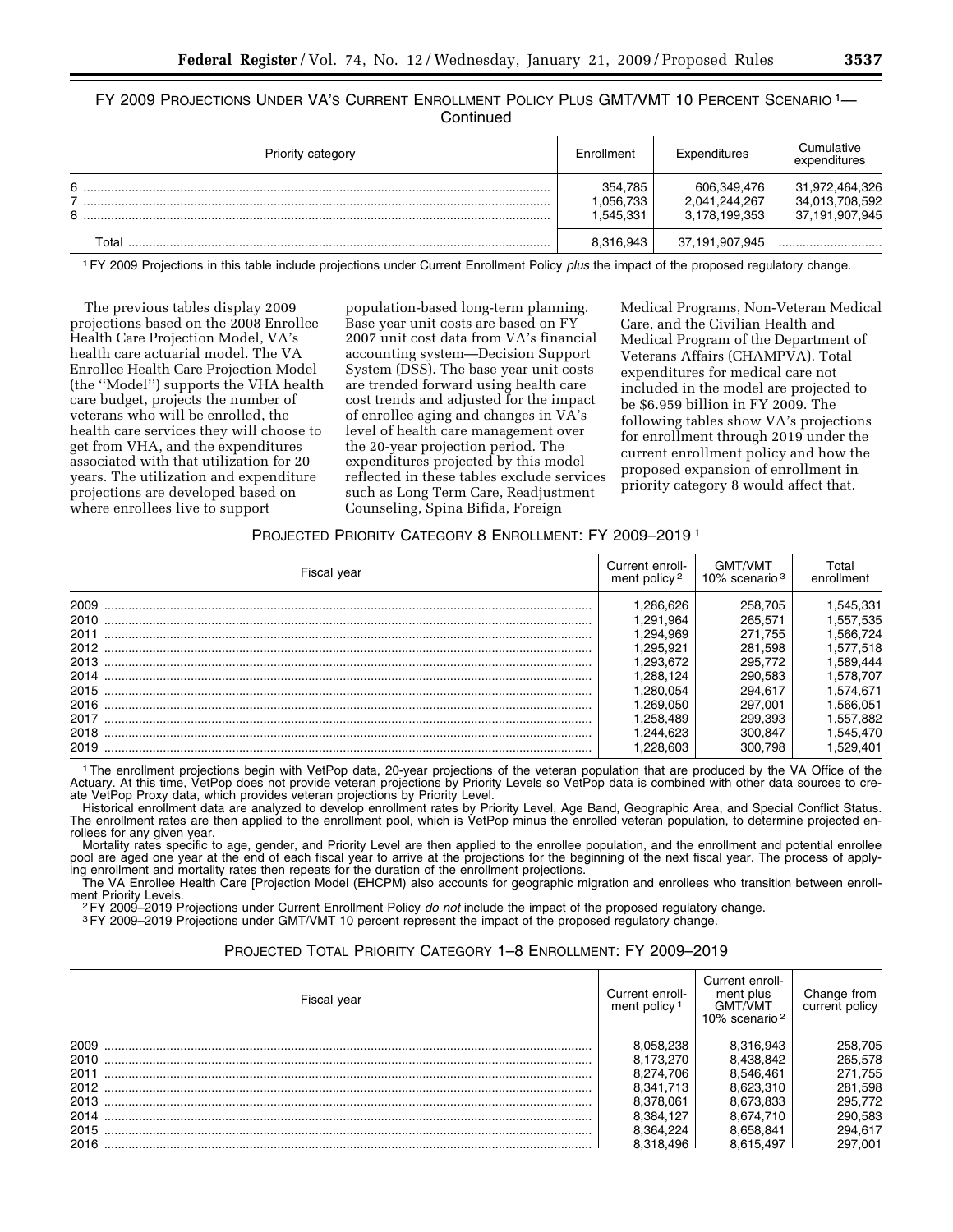FY 2009 PROJECTIONS UNDER VA'S CURRENT ENROLLMENT POLICY PLUS GMT/VMT 10 PERCENT SCENARIO [1]—Continued

| Priority category | Enrollment | Expenditures | Cumulative expenditures |
|---|---|---|---|
| 6 | 354,785 | 606,349,476 | 31,972,464,326 |
| 7 | 1,056,733 | 2,041,244,267 | 34,013,708,592 |
| 8 | 1,545,331 | 3,178,199,353 | 37,191,907,945 |
| Total | 8,316,943 | 37,191,907,945 | |

[1] FY 2009 Projections in this table include projections under Current Enrollment Policy *plus* the impact of the proposed regulatory change.

The previous tables display 2009 projections based on the 2008 Enrollee Health Care Projection Model, VA's health care actuarial model. The VA Enrollee Health Care Projection Model (the "Model") supports the VHA health care budget, projects the number of veterans who will be enrolled, the health care services they will choose to get from VHA, and the expenditures associated with that utilization for 20 years. The utilization and expenditure projections are developed based on where enrollees live to support population-based long-term planning. Base year unit costs are based on FY 2007 unit cost data from VA's financial accounting system—Decision Support System (DSS). The base year unit costs are trended forward using health care cost trends and adjusted for the impact of enrollee aging and changes in VA's level of health care management over the 20-year projection period. The expenditures projected by this model reflected in these tables exclude services such as Long Term Care, Readjustment Counseling, Spina Bifida, Foreign Medical Programs, Non-Veteran Medical Care, and the Civilian Health and Medical Program of the Department of Veterans Affairs (CHAMPVA). Total expenditures for medical care not included in the model are projected to be $6.959 billion in FY 2009. The following tables show VA's projections for enrollment through 2019 under the current enrollment policy and how the proposed expansion of enrollment in priority category 8 would affect that.

PROJECTED PRIORITY CATEGORY 8 ENROLLMENT: FY 2009–2019 [1]

| Fiscal year | Current enrollment policy [2] | GMT/VMT 10% scenario [3] | Total enrollment |
|---|---|---|---|
| 2009 | 1,286,626 | 258,705 | 1,545,331 |
| 2010 | 1,291,964 | 265,571 | 1,557,535 |
| 2011 | 1,294,969 | 271,755 | 1,566,724 |
| 2012 | 1,295,921 | 281,598 | 1,577,518 |
| 2013 | 1,293,672 | 295,772 | 1,589,444 |
| 2014 | 1,288,124 | 290,583 | 1,578,707 |
| 2015 | 1,280,054 | 294,617 | 1,574,671 |
| 2016 | 1,269,050 | 297,001 | 1,566,051 |
| 2017 | 1,258,489 | 299,393 | 1,557,882 |
| 2018 | 1,244,623 | 300,847 | 1,545,470 |
| 2019 | 1,228,603 | 300,798 | 1,529,401 |

[1] The enrollment projections begin with VetPop data, 20-year projections of the veteran population that are produced by the VA Office of the Actuary. At this time, VetPop does not provide veteran projections by Priority Levels so VetPop data is combined with other data sources to create VetPop Proxy data, which provides veteran projections by Priority Level.

Historical enrollment data are analyzed to develop enrollment rates by Priority Level, Age Band, Geographic Area, and Special Conflict Status. The enrollment rates are then applied to the enrollment pool, which is VetPop minus the enrolled veteran population, to determine projected enrollees for any given year.

Mortality rates specific to age, gender, and Priority Level are then applied to the enrollee population, and the enrollment and potential enrollee pool are aged one year at the end of each fiscal year to arrive at the projections for the beginning of the next fiscal year. The process of applying enrollment and mortality rates then repeats for the duration of the enrollment projections.

The VA Enrollee Health Care [Projection Model (EHCPM) also accounts for geographic migration and enrollees who transition between enrollment Priority Levels.

[2] FY 2009–2019 Projections under Current Enrollment Policy *do not* include the impact of the proposed regulatory change.

[3] FY 2009–2019 Projections under GMT/VMT 10 percent represent the impact of the proposed regulatory change.

PROJECTED TOTAL PRIORITY CATEGORY 1–8 ENROLLMENT: FY 2009–2019

| Fiscal year | Current enrollment policy [1] | Current enrollment plus GMT/VMT 10% scenario [2] | Change from current policy |
|---|---|---|---|
| 2009 | 8,058,238 | 8,316,943 | 258,705 |
| 2010 | 8,173,270 | 8,438,842 | 265,578 |
| 2011 | 8,274,706 | 8,546,461 | 271,755 |
| 2012 | 8,341,713 | 8,623,310 | 281,598 |
| 2013 | 8,378,061 | 8,673,833 | 295,772 |
| 2014 | 8,384,127 | 8,674,710 | 290,583 |
| 2015 | 8,364,224 | 8,658,841 | 294,617 |
| 2016 | 8,318,496 | 8,615,497 | 297,001 |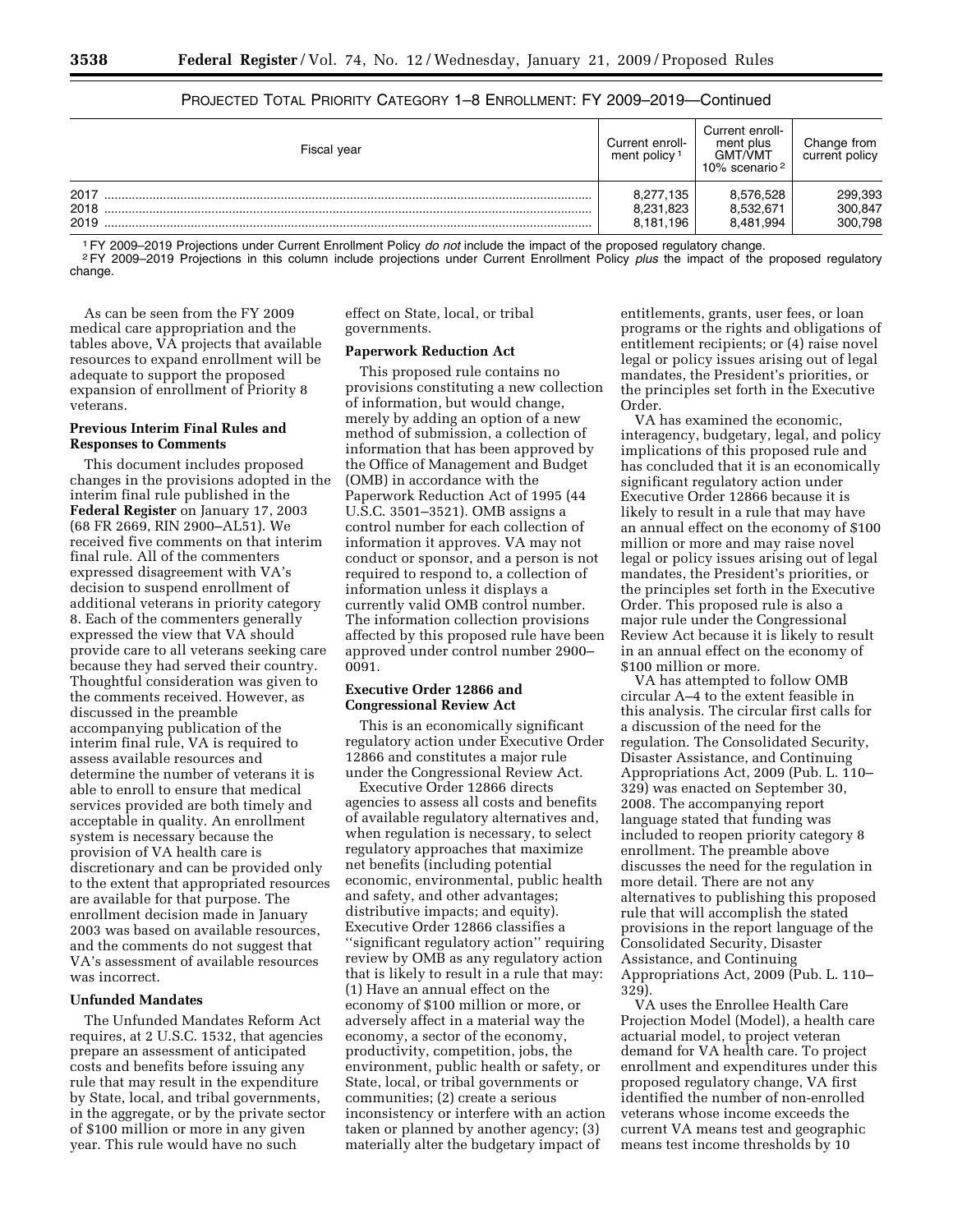PROJECTED TOTAL PRIORITY CATEGORY 1–8 ENROLLMENT: FY 2009–2019—Continued

| Fiscal year | Current enrollment policy [1] | Current enrollment plus GMT/VMT 10% scenario [2] | Change from current policy |
|---|---|---|---|
| 2017 | 8,277,135 | 8,576,528 | 299,393 |
| 2018 | 8,231,823 | 8,532,671 | 300,847 |
| 2019 | 8,181,196 | 8,481,994 | 300,798 |

[1] FY 2009–2019 Projections under Current Enrollment Policy *do not* include the impact of the proposed regulatory change.

[2] FY 2009–2019 Projections in this column include projections under Current Enrollment Policy *plus* the impact of the proposed regulatory change.

As can be seen from the FY 2009 medical care appropriation and the tables above, VA projects that available resources to expand enrollment will be adequate to support the proposed expansion of enrollment of Priority 8 veterans.

**Previous Interim Final Rules and Responses to Comments**

This document includes proposed changes in the provisions adopted in the interim final rule published in the **Federal Register** on January 17, 2003 (68 FR 2669, RIN 2900–AL51). We received five comments on that interim final rule. All of the commenters expressed disagreement with VA's decision to suspend enrollment of additional veterans in priority category 8. Each of the commenters generally expressed the view that VA should provide care to all veterans seeking care because they had served their country. Thoughtful consideration was given to the comments received. However, as discussed in the preamble accompanying publication of the interim final rule, VA is required to assess available resources and determine the number of veterans it is able to enroll to ensure that medical services provided are both timely and acceptable in quality. An enrollment system is necessary because the provision of VA health care is discretionary and can be provided only to the extent that appropriated resources are available for that purpose. The enrollment decision made in January 2003 was based on available resources, and the comments do not suggest that VA's assessment of available resources was incorrect.

**Unfunded Mandates**

The Unfunded Mandates Reform Act requires, at 2 U.S.C. 1532, that agencies prepare an assessment of anticipated costs and benefits before issuing any rule that may result in the expenditure by State, local, and tribal governments, in the aggregate, or by the private sector of $100 million or more in any given year. This rule would have no such effect on State, local, or tribal governments.

**Paperwork Reduction Act**

This proposed rule contains no provisions constituting a new collection of information, but would change, merely by adding an option of a new method of submission, a collection of information that has been approved by the Office of Management and Budget (OMB) in accordance with the Paperwork Reduction Act of 1995 (44 U.S.C. 3501–3521). OMB assigns a control number for each collection of information it approves. VA may not conduct or sponsor, and a person is not required to respond to, a collection of information unless it displays a currently valid OMB control number. The information collection provisions affected by this proposed rule have been approved under control number 2900–0091.

**Executive Order 12866 and Congressional Review Act**

This is an economically significant regulatory action under Executive Order 12866 and constitutes a major rule under the Congressional Review Act.

Executive Order 12866 directs agencies to assess all costs and benefits of available regulatory alternatives and, when regulation is necessary, to select regulatory approaches that maximize net benefits (including potential economic, environmental, public health and safety, and other advantages; distributive impacts; and equity). Executive Order 12866 classifies a ''significant regulatory action'' requiring review by OMB as any regulatory action that is likely to result in a rule that may: (1) Have an annual effect on the economy of $100 million or more, or adversely affect in a material way the economy, a sector of the economy, productivity, competition, jobs, the environment, public health or safety, or State, local, or tribal governments or communities; (2) create a serious inconsistency or interfere with an action taken or planned by another agency; (3) materially alter the budgetary impact of entitlements, grants, user fees, or loan programs or the rights and obligations of entitlement recipients; or (4) raise novel legal or policy issues arising out of legal mandates, the President's priorities, or the principles set forth in the Executive Order.

VA has examined the economic, interagency, budgetary, legal, and policy implications of this proposed rule and has concluded that it is an economically significant regulatory action under Executive Order 12866 because it is likely to result in a rule that may have an annual effect on the economy of $100 million or more and may raise novel legal or policy issues arising out of legal mandates, the President's priorities, or the principles set forth in the Executive Order. This proposed rule is also a major rule under the Congressional Review Act because it is likely to result in an annual effect on the economy of $100 million or more.

VA has attempted to follow OMB circular A–4 to the extent feasible in this analysis. The circular first calls for a discussion of the need for the regulation. The Consolidated Security, Disaster Assistance, and Continuing Appropriations Act, 2009 (Pub. L. 110–329) was enacted on September 30, 2008. The accompanying report language stated that funding was included to reopen priority category 8 enrollment. The preamble above discusses the need for the regulation in more detail. There are not any alternatives to publishing this proposed rule that will accomplish the stated provisions in the report language of the Consolidated Security, Disaster Assistance, and Continuing Appropriations Act, 2009 (Pub. L. 110–329).

VA uses the Enrollee Health Care Projection Model (Model), a health care actuarial model, to project veteran demand for VA health care. To project enrollment and expenditures under this proposed regulatory change, VA first identified the number of non-enrolled veterans whose income exceeds the current VA means test and geographic means test income thresholds by 10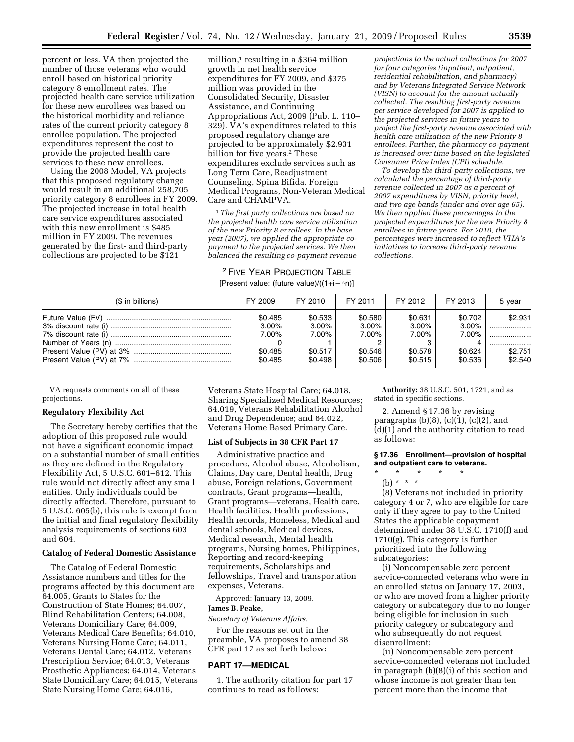percent or less. VA then projected the number of those veterans who would enroll based on historical priority category 8 enrollment rates. The projected health care service utilization for these new enrollees was based on the historical morbidity and reliance rates of the current priority category 8 enrollee population. The projected expenditures represent the cost to provide the projected health care services to these new enrollees.

Using the 2008 Model, VA projects that this proposed regulatory change would result in an additional 258,705 priority category 8 enrollees in FY 2009. The projected increase in total health care service expenditures associated with this new enrollment is $485 million in FY 2009. The revenues generated by the first- and third-party collections are projected to be $121 million,[1] resulting in a $364 million growth in net health service expenditures for FY 2009, and $375 million was provided in the Consolidated Security, Disaster Assistance, and Continuing Appropriations Act, 2009 (Pub. L. 110–329). VA's expenditures related to this proposed regulatory change are projected to be approximately $2.931 billion for five years.[2] These expenditures exclude services such as Long Term Care, Readjustment Counseling, Spina Bifida, Foreign Medical Programs, Non-Veteran Medical Care and CHAMPVA.

[1] *The first party collections are based on the projected health care service utilization of the new Priority 8 enrollees. In the base year (2007), we applied the appropriate co-payment to the projected services. We then balanced the resulting co-payment revenue projections to the actual collections for 2007 for four categories (inpatient, outpatient, residential rehabilitation, and pharmacy) and by Veterans Integrated Service Network (VISN) to account for the amount actually collected. The resulting first-party revenue per service developed for 2007 is applied to the projected services in future years to project the first-party revenue associated with health care utilization of the new Priority 8 enrollees. Further, the pharmacy co-payment is increased over time based on the legislated Consumer Price Index (CPI) schedule.*

*To develop the third-party collections, we calculated the percentage of third-party revenue collected in 2007 as a percent of 2007 expenditures by VISN, priority level, and two age bands (under and over age 65). We then applied these percentages to the projected expenditures for the new Priority 8 enrollees in future years. For 2010, the percentages were increased to reflect VHA's initiatives to increase third-party revenue collections.*

[2] FIVE YEAR PROJECTION TABLE

[Present value: (future value)/((1+i − ^n)]

| ($ in billions) | FY 2009 | FY 2010 | FY 2011 | FY 2012 | FY 2013 | 5 year |
|---|---|---|---|---|---|---|
| Future Value (FV) | $0.485 | $0.533 | $0.580 | $0.631 | $0.702 | $2.931 |
| 3% discount rate (i) | 3.00% | 3.00% | 3.00% | 3.00% | 3.00% | |
| 7% discount rate (i) | 7.00% | 7.00% | 7.00% | 7.00% | 7.00% | |
| Number of Years (n) | 0 | 1 | 2 | 3 | 4 | |
| Present Value (PV) at 3% | $0.485 | $0.517 | $0.546 | $0.578 | $0.624 | $2.751 |
| Present Value (PV) at 7% | $0.485 | $0.498 | $0.506 | $0.515 | $0.536 | $2.540 |

VA requests comments on all of these projections.

**Regulatory Flexibility Act**

The Secretary hereby certifies that the adoption of this proposed rule would not have a significant economic impact on a substantial number of small entities as they are defined in the Regulatory Flexibility Act, 5 U.S.C. 601–612. This rule would not directly affect any small entities. Only individuals could be directly affected. Therefore, pursuant to 5 U.S.C. 605(b), this rule is exempt from the initial and final regulatory flexibility analysis requirements of sections 603 and 604.

**Catalog of Federal Domestic Assistance**

The Catalog of Federal Domestic Assistance numbers and titles for the programs affected by this document are 64.005, Grants to States for the Construction of State Homes; 64.007, Blind Rehabilitation Centers; 64.008, Veterans Domiciliary Care; 64.009, Veterans Medical Care Benefits; 64.010, Veterans Nursing Home Care; 64.011, Veterans Dental Care; 64.012, Veterans Prescription Service; 64.013, Veterans Prosthetic Appliances; 64.014, Veterans State Domiciliary Care; 64.015, Veterans State Nursing Home Care; 64.016, Veterans State Hospital Care; 64.018, Sharing Specialized Medical Resources; 64.019, Veterans Rehabilitation Alcohol and Drug Dependence; and 64.022, Veterans Home Based Primary Care.

**List of Subjects in 38 CFR Part 17**

Administrative practice and procedure, Alcohol abuse, Alcoholism, Claims, Day care, Dental health, Drug abuse, Foreign relations, Government contracts, Grant programs—health, Grant programs—veterans, Health care, Health facilities, Health professions, Health records, Homeless, Medical and dental schools, Medical devices, Medical research, Mental health programs, Nursing homes, Philippines, Reporting and record-keeping requirements, Scholarships and fellowships, Travel and transportation expenses, Veterans.

Approved: January 13, 2009.

**James B. Peake,**

*Secretary of Veterans Affairs.*

For the reasons set out in the preamble, VA proposes to amend 38 CFR part 17 as set forth below:

**PART 17—MEDICAL**

1. The authority citation for part 17 continues to read as follows:

**Authority:** 38 U.S.C. 501, 1721, and as stated in specific sections.

2. Amend § 17.36 by revising paragraphs (b)(8), (c)(1), (c)(2), and (d)(1) and the authority citation to read as follows:

**§ 17.36 Enrollment—provision of hospital and outpatient care to veterans.**

\* \* \* \* \*

(b) \* \* \*

(8) Veterans not included in priority category 4 or 7, who are eligible for care only if they agree to pay to the United States the applicable copayment determined under 38 U.S.C. 1710(f) and 1710(g). This category is further prioritized into the following subcategories:

(i) Noncompensable zero percent service-connected veterans who were in an enrolled status on January 17, 2003, or who are moved from a higher priority category or subcategory due to no longer being eligible for inclusion in such priority category or subcategory and who subsequently do not request disenrollment;

(ii) Noncompensable zero percent service-connected veterans not included in paragraph (b)(8)(i) of this section and whose income is not greater than ten percent more than the income that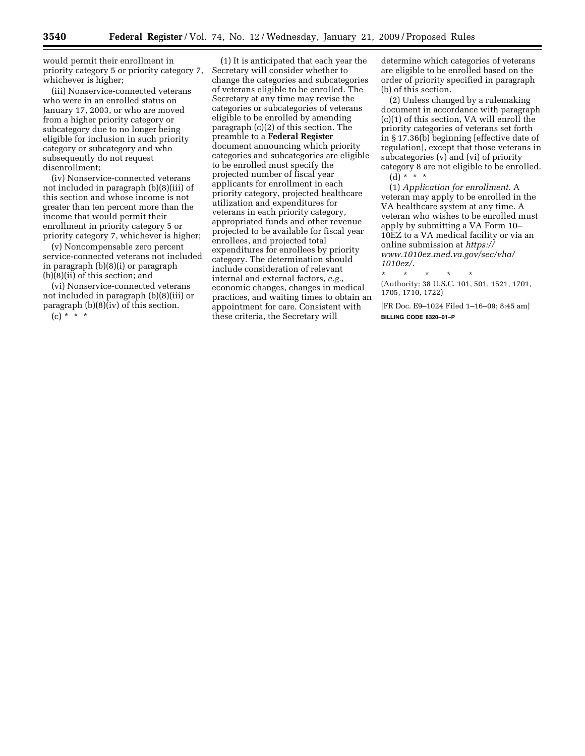would permit their enrollment in priority category 5 or priority category 7, whichever is higher;

(iii) Nonservice-connected veterans who were in an enrolled status on January 17, 2003, or who are moved from a higher priority category or subcategory due to no longer being eligible for inclusion in such priority category or subcategory and who subsequently do not request disenrollment;

(iv) Nonservice-connected veterans not included in paragraph (b)(8)(iii) of this section and whose income is not greater than ten percent more than the income that would permit their enrollment in priority category 5 or priority category 7, whichever is higher;

(v) Noncompensable zero percent service-connected veterans not included in paragraph (b)(8)(i) or paragraph (b)(8)(ii) of this section; and

(vi) Nonservice-connected veterans not included in paragraph (b)(8)(iii) or paragraph (b)(8)(iv) of this section.

(c) * * *

(1) It is anticipated that each year the Secretary will consider whether to change the categories and subcategories of veterans eligible to be enrolled. The Secretary at any time may revise the categories or subcategories of veterans eligible to be enrolled by amending paragraph (c)(2) of this section. The preamble to a **Federal Register** document announcing which priority categories and subcategories are eligible to be enrolled must specify the projected number of fiscal year applicants for enrollment in each priority category, projected healthcare utilization and expenditures for veterans in each priority category, appropriated funds and other revenue projected to be available for fiscal year enrollees, and projected total expenditures for enrollees by priority category. The determination should include consideration of relevant internal and external factors, *e.g.*, economic changes, changes in medical practices, and waiting times to obtain an appointment for care. Consistent with these criteria, the Secretary will determine which categories of veterans are eligible to be enrolled based on the order of priority specified in paragraph (b) of this section.

(2) Unless changed by a rulemaking document in accordance with paragraph (c)(1) of this section, VA will enroll the priority categories of veterans set forth in § 17.36(b) beginning [effective date of regulation], except that those veterans in subcategories (v) and (vi) of priority category 8 are not eligible to be enrolled.

(d) * * *

(1) *Application for enrollment.* A veteran may apply to be enrolled in the VA healthcare system at any time. A veteran who wishes to be enrolled must apply by submitting a VA Form 10–10EZ to a VA medical facility or via an online submission at *https://www.1010ez.med.va.gov/sec/vha/1010ez/*.

\* \* \* \* \*

(Authority: 38 U.S.C. 101, 501, 1521, 1701, 1705, 1710, 1722)

[FR Doc. E9–1024 Filed 1–16–09; 8:45 am]

**BILLING CODE 8320–01–P**